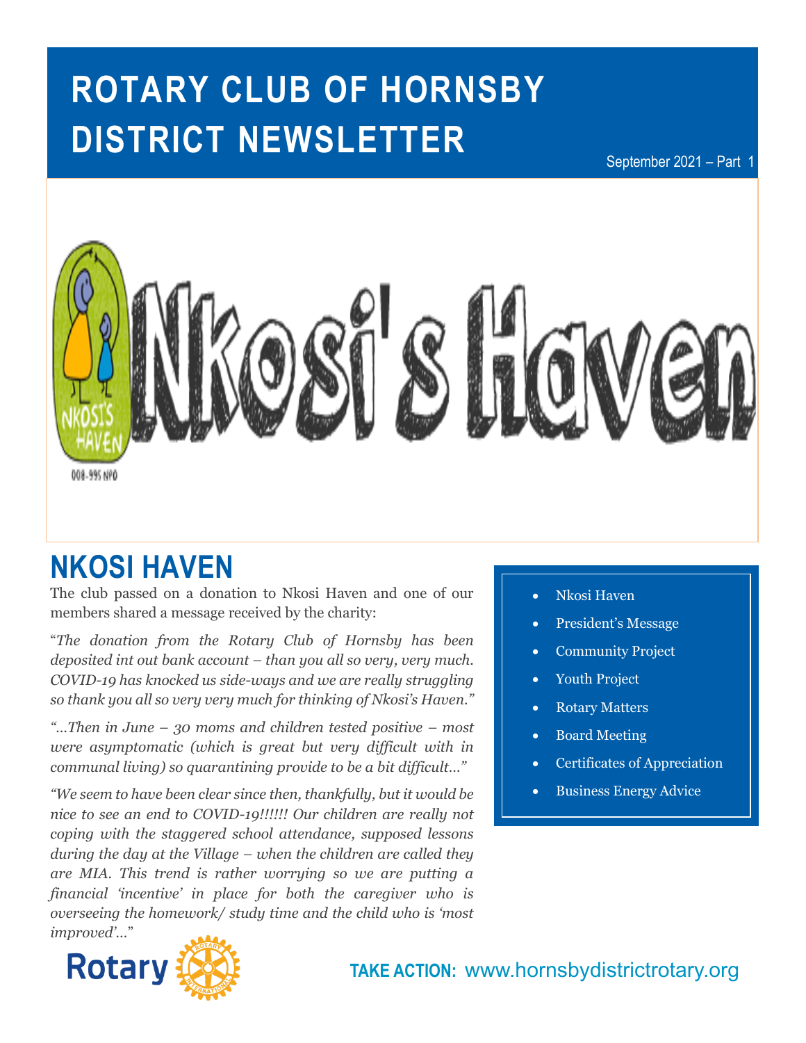# ROTARY CLUB OF HORNSBY DISTRICT NEWSLETTER

September 2021 – Part 1

## NKOSI HAVEN

The club passed on a donation to Nkosi Haven and one of our members shared a message received by the charity:

"*The donation from the Rotary Club of Hornsby has been deposited int out bank account – than you all so very, very much. COVID-19 has knocked us side-ways and we are really struggling so thank you all so very very much for thinking of Nkosi's Haven.*"

*"…Then in June – 30 moms and children tested positive – most were asymptomatic (which is great but very difficult with in communal living) so quarantining provide to be a bit difficult…"*

*"We seem to have been clear since then, thankfully, but it would be nice to see an end to COVID-19!!!!!! Our children are really not coping with the staggered school attendance, supposed lessons during the day at the Village – when the children are called they are MIA. This trend is rather worrying so we are putting a financial 'incentive' in place for both the caregiver who is overseeing the homework/ study time and the child who is 'most improved'…"*

- Nkosi Haven
- President's Message
- Community Project
- Youth Project
- Rotary Matters
- Board Meeting
- Certificates of Appreciation
- Business Energy Advice

**TAKE ACTION:** www.hornsbydistrictrotary.org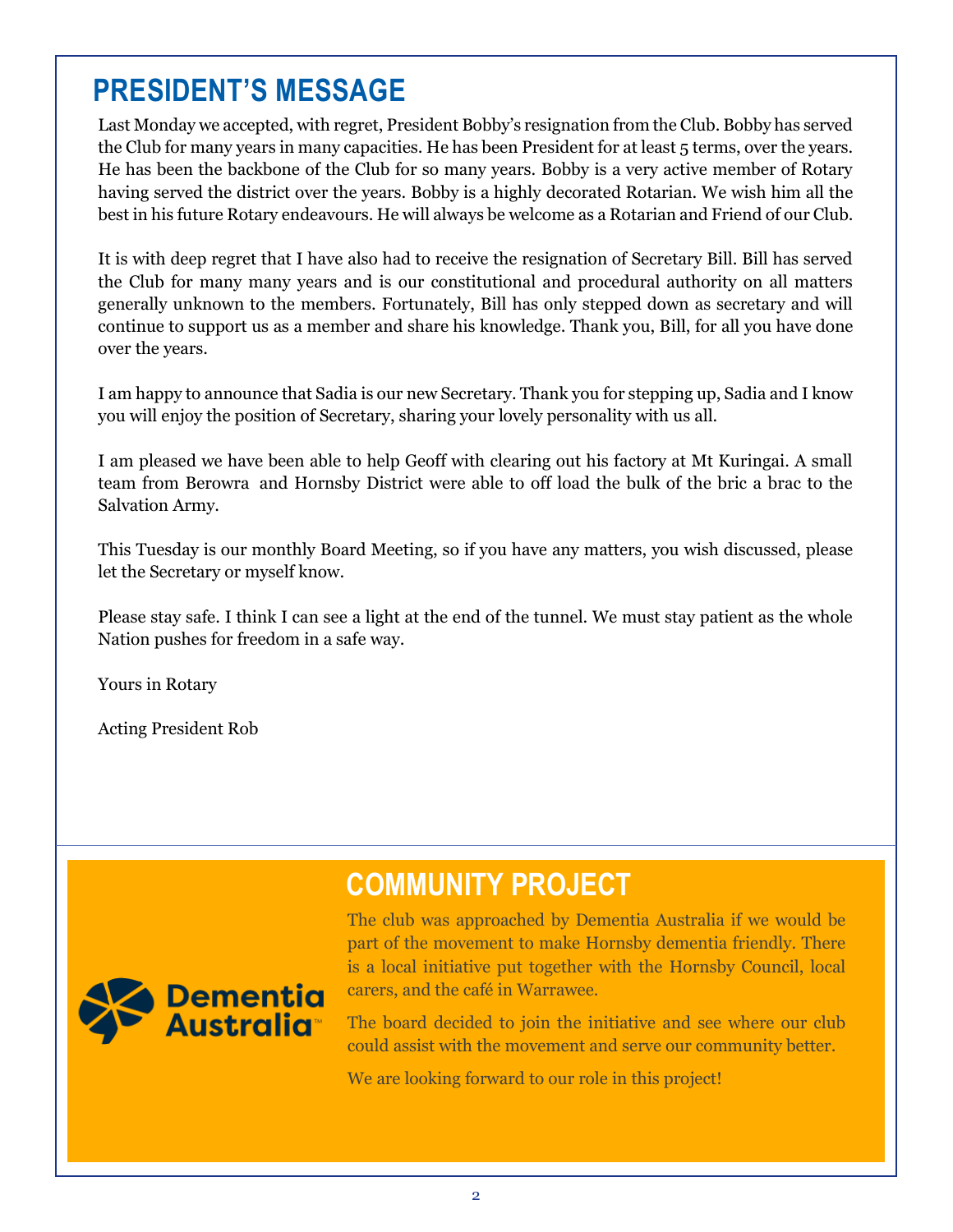## PRESIDENT'S MESSAGE

Last Monday we accepted, with regret, President Bobby's resignation from the Club. Bobby has served the Club for many years in many capacities. He has been President for at least 5 terms, over the years. He has been the backbone of the Club for so many years. Bobby is a very active member of Rotary having served the district over the years. Bobby is a highly decorated Rotarian. We wish him all the best in his future Rotary endeavours. He will always be welcome as a Rotarian and Friend of our Club.

It is with deep regret that I have also had to receive the resignation of Secretary Bill. Bill has served the Club for many many years and is our constitutional and procedural authority on all matters generally unknown to the members. Fortunately, Bill has only stepped down as secretary and will continue to support us as a member and share his knowledge. Thank you, Bill, for all you have done over the years.

I am happy to announce that Sadia is our new Secretary. Thank you for stepping up, Sadia and I know you will enjoy the position of Secretary, sharing your lovely personality with us all.

I am pleased we have been able to help Geoff with clearing out his factory at Mt Kuringai. A small team from Berowra and Hornsby District were able to off load the bulk of the bric a brac to the Salvation Army.

This Tuesday is our monthly Board Meeting, so if you have any matters, you wish discussed, please let the Secretary or myself know.

Please stay safe. I think I can see a light at the end of the tunnel. We must stay patient as the whole Nation pushes for freedom in a safe way.

Yours in Rotary

Acting President Rob

## COMMUNITY PROJECT

Dementia Australia

The club was approached by Dementia Australia if we would be part of the movement to make Hornsby dementia friendly. There is a local initiative put together with the Hornsby Council, local carers, and the café in Warrawee.

The board decided to join the initiative and see where our club could assist with the movement and serve our community better.

We are looking forward to our role in this project!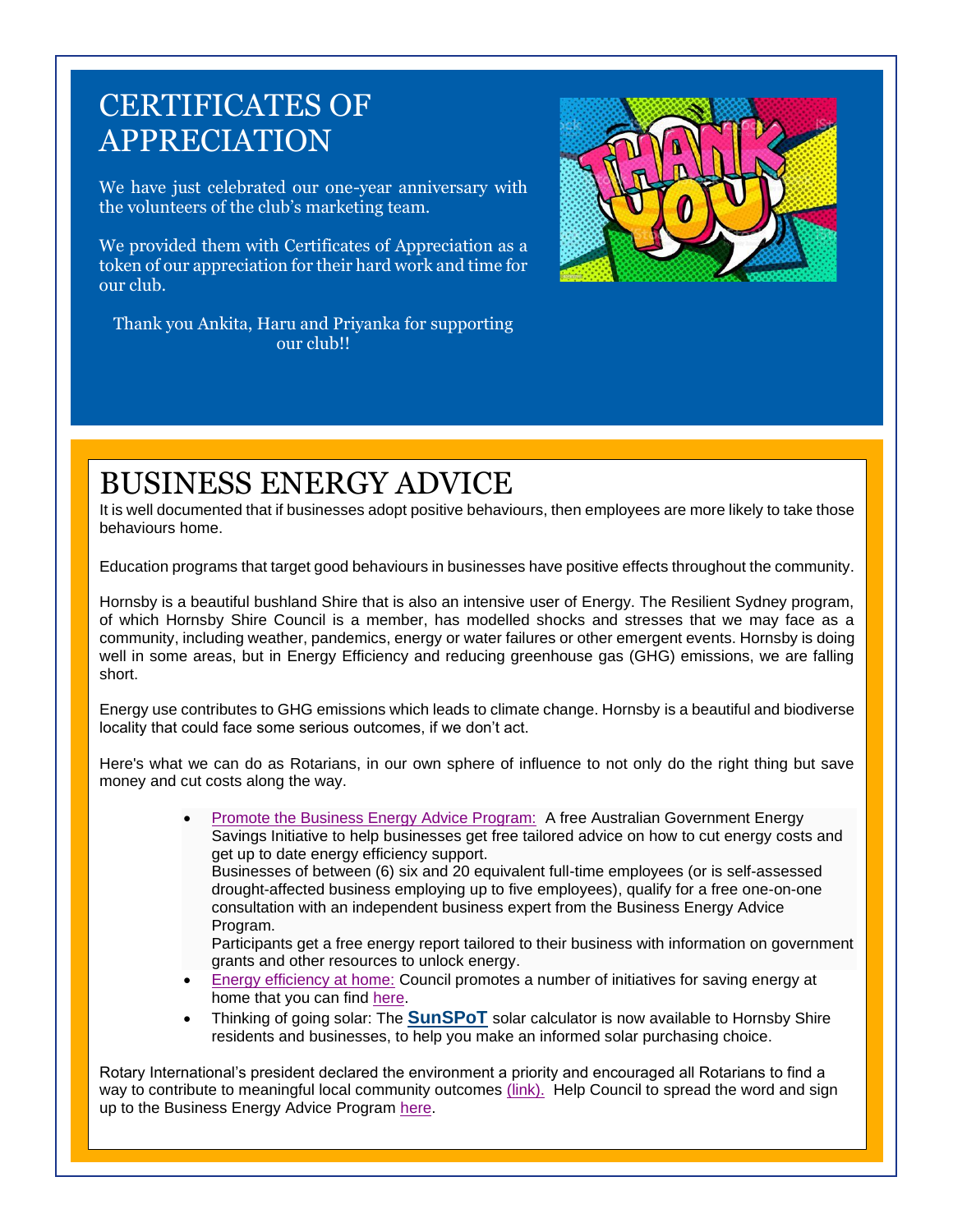# CERTIFICATES OF APPRECIATION

We have just celebrated our one-year anniversary with the volunteers of the club's marketing team.

We provided them with Certificates of Appreciation as a token of our appreciation for their hard work and time for our club.

Thank you Ankita, Haru and Priyanka for supporting our club!!

# BUSINESS ENERGY ADVICE

It is well documented that if businesses adopt positive behaviours, then employees are more likely to take those behaviours home.

Education programs that target good behaviours in businesses have positive effects throughout the community.

Hornsby is a beautiful bushland Shire that is also an intensive user of Energy. The Resilient Sydney program, of which Hornsby Shire Council is a member, has modelled shocks and stresses that we may face as a community, including weather, pandemics, energy or water failures or other emergent events. Hornsby is doing well in some areas, but in Energy Efficiency and reducing greenhouse gas (GHG) emissions, we are falling short.

Energy use contributes to GHG emissions which leads to climate change. Hornsby is a beautiful and biodiverse locality that could face some serious outcomes, if we don't act.

Here's what we can do as Rotarians, in our own sphere of influence to not only do the right thing but save money and cut costs along the way.

- Promote the Business Energy Advice Program: A free Australian Government Energy Savings Initiative to help businesses get free tailored advice on how to cut energy costs and get up to date energy efficiency support.
  Businesses of between (6) six and 20 equivalent full-time employees (or is self-assessed drought-affected business employing up to five employees), qualify for a free one-on-one consultation with an independent business expert from the Business Energy Advice Program.
  Participants get a free energy report tailored to their business with information on government grants and other resources to unlock energy.
- Energy efficiency at home: Council promotes a number of initiatives for saving energy at home that you can find here.
- Thinking of going solar: The **SunSPoT** solar calculator is now available to Hornsby Shire residents and businesses, to help you make an informed solar purchasing choice.

Rotary International's president declared the environment a priority and encouraged all Rotarians to find a way to contribute to meaningful local community outcomes (link). Help Council to spread the word and sign up to the Business Energy Advice Program here.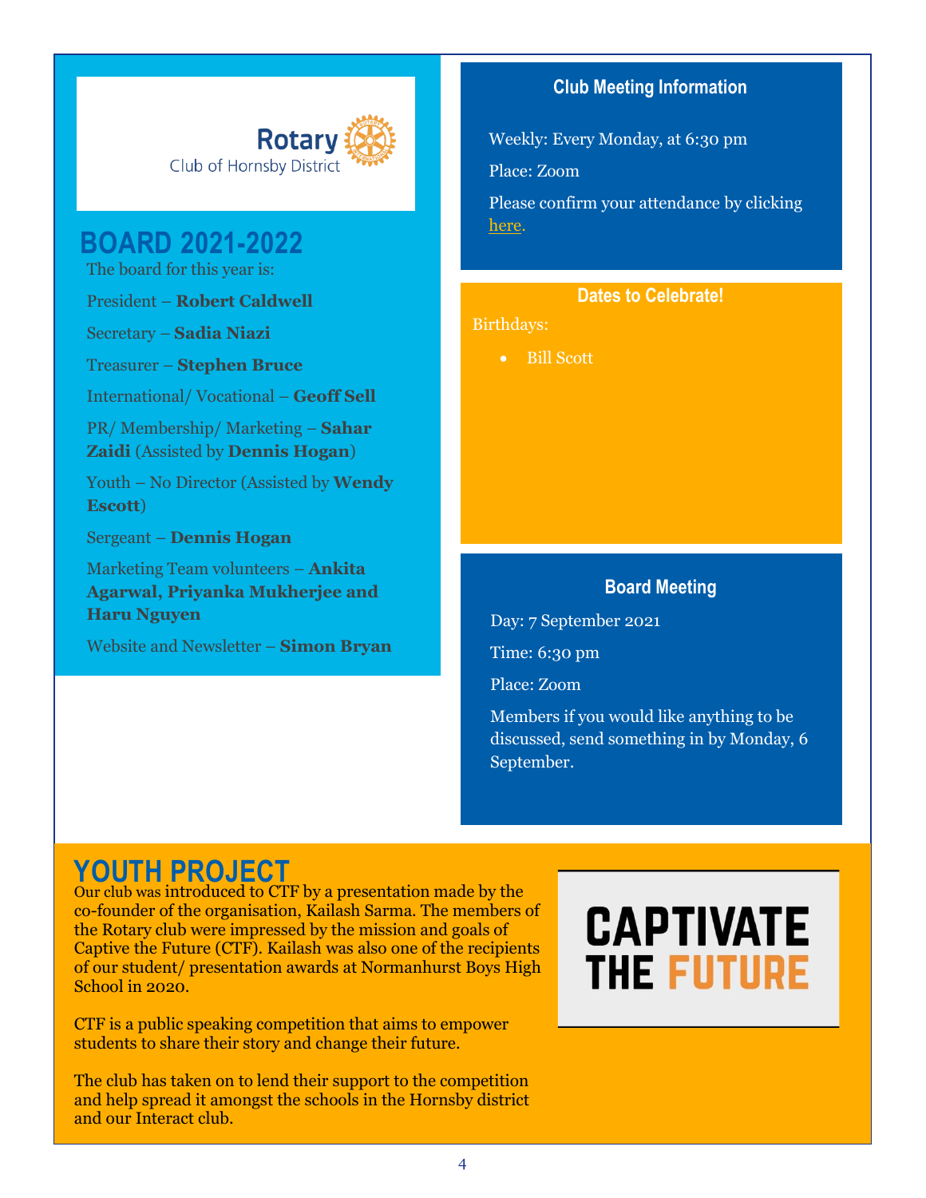Rotary Club of Hornsby District

## BOARD 2021-2022

The board for this year is:

President – **Robert Caldwell**

Secretary – **Sadia Niazi**

Treasurer – **Stephen Bruce**

International/ Vocational – **Geoff Sell**

PR/ Membership/ Marketing – **Sahar Zaidi** (Assisted by **Dennis Hogan**)

Youth – No Director (Assisted by **Wendy Escott**)

Sergeant – **Dennis Hogan**

Marketing Team volunteers – **Ankita Agarwal, Priyanka Mukherjee and Haru Nguyen**

Website and Newsletter – **Simon Bryan**

### Club Meeting Information

Weekly: Every Monday, at 6:30 pm

Place: Zoom

Please confirm your attendance by clicking here.

### Dates to Celebrate!

Birthdays:

- Bill Scott

### Board Meeting

Day: 7 September 2021

Time: 6:30 pm

Place: Zoom

Members if you would like anything to be discussed, send something in by Monday, 6 September.

## YOUTH PROJECT

Our club was introduced to CTF by a presentation made by the co-founder of the organisation, Kailash Sarma. The members of the Rotary club were impressed by the mission and goals of Captive the Future (CTF). Kailash was also one of the recipients of our student/ presentation awards at Normanhurst Boys High School in 2020.

CTF is a public speaking competition that aims to empower students to share their story and change their future.

The club has taken on to lend their support to the competition and help spread it amongst the schools in the Hornsby district and our Interact club.

CAPTIVATE THE FUTURE